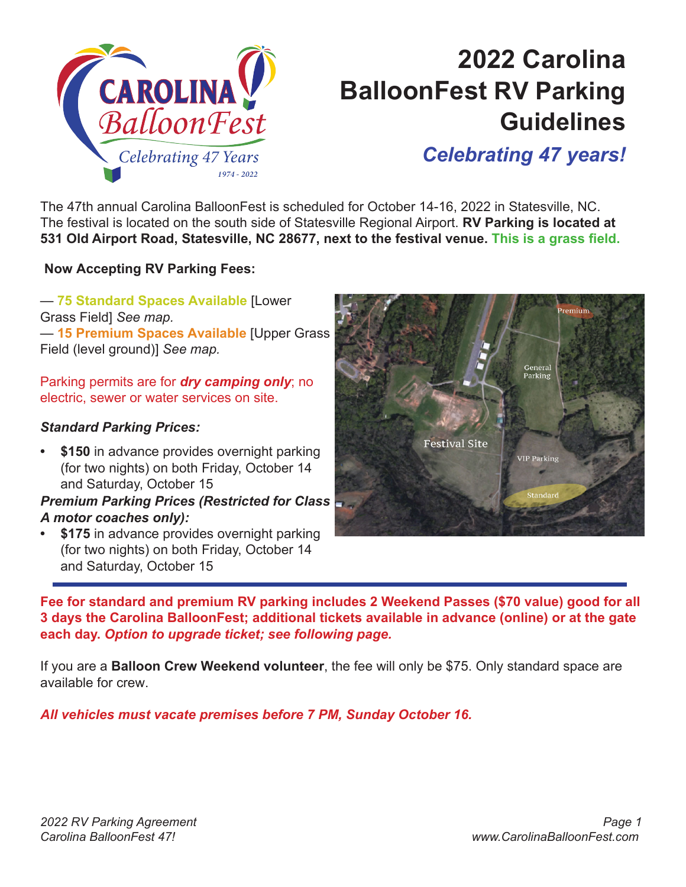# 2022 Carolina BalloonFest RV Parking Guidelines

## *Celebrating 47 years!*

The 47th annual Carolina BalloonFest is scheduled for October 14-16, 2022 in Statesville, NC. The festival is located on the south side of Statesville Regional Airport. **RV Parking is located at 531 Old Airport Road, Statesville, NC 28677, next to the festival venue.** **This is a grass field.**

**Now Accepting RV Parking Fees:**

— **75 Standard Spaces Available** [Lower Grass Field] *See map.*
— **15 Premium Spaces Available** [Upper Grass Field (level ground)] *See map.*

Parking permits are for ***dry camping only***; no electric, sewer or water services on site.

***Standard Parking Prices:***

- **$150** in advance provides overnight parking (for two nights) on both Friday, October 14 and Saturday, October 15

***Premium Parking Prices (Restricted for Class A motor coaches only):***

- **$175** in advance provides overnight parking (for two nights) on both Friday, October 14 and Saturday, October 15

**Fee for standard and premium RV parking includes 2 Weekend Passes ($70 value) good for all 3 days the Carolina BalloonFest; additional tickets available in advance (online) or at the gate each day. *Option to upgrade ticket; see following page.***

If you are a **Balloon Crew Weekend volunteer**, the fee will only be $75. Only standard space are available for crew.

***All vehicles must vacate premises before 7 PM, Sunday October 16.***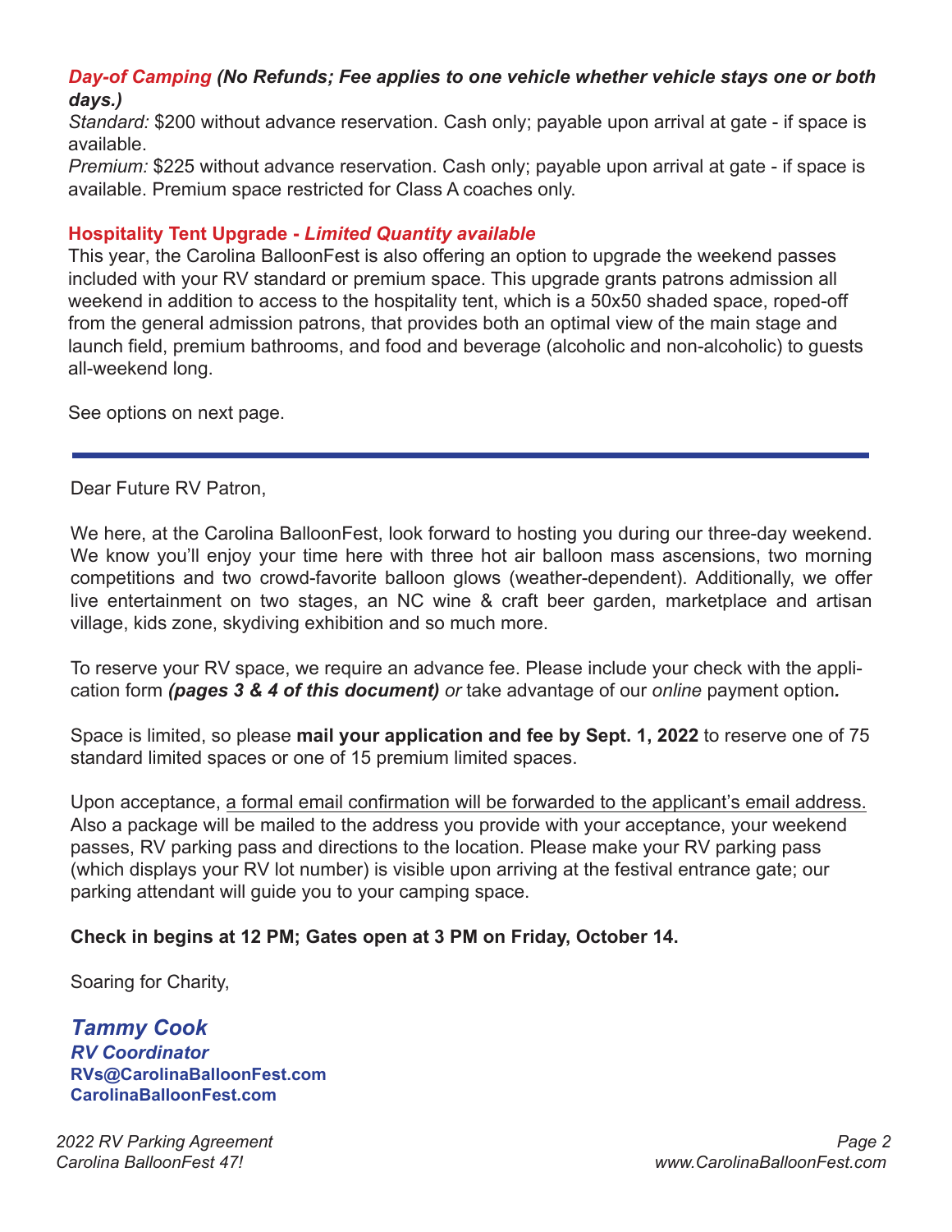***Day-of Camping*** ***(No Refunds; Fee applies to one vehicle whether vehicle stays one or both days.)***

*Standard:* $200 without advance reservation. Cash only; payable upon arrival at gate - if space is available.

*Premium:* $225 without advance reservation. Cash only; payable upon arrival at gate - if space is available. Premium space restricted for Class A coaches only.

**Hospitality Tent Upgrade - *Limited Quantity available***

This year, the Carolina BalloonFest is also offering an option to upgrade the weekend passes included with your RV standard or premium space. This upgrade grants patrons admission all weekend in addition to access to the hospitality tent, which is a 50x50 shaded space, roped-off from the general admission patrons, that provides both an optimal view of the main stage and launch field, premium bathrooms, and food and beverage (alcoholic and non-alcoholic) to guests all-weekend long.

See options on next page.

---

Dear Future RV Patron,

We here, at the Carolina BalloonFest, look forward to hosting you during our three-day weekend. We know you'll enjoy your time here with three hot air balloon mass ascensions, two morning competitions and two crowd-favorite balloon glows (weather-dependent). Additionally, we offer live entertainment on two stages, an NC wine & craft beer garden, marketplace and artisan village, kids zone, skydiving exhibition and so much more.

To reserve your RV space, we require an advance fee. Please include your check with the application form ***(pages 3 & 4 of this document)*** *or* take advantage of our *online* payment option.

Space is limited, so please **mail your application and fee by Sept. 1, 2022** to reserve one of 75 standard limited spaces or one of 15 premium limited spaces.

Upon acceptance, <u>a formal email confirmation will be forwarded to the applicant's email address.</u> Also a package will be mailed to the address you provide with your acceptance, your weekend passes, RV parking pass and directions to the location. Please make your RV parking pass (which displays your RV lot number) is visible upon arriving at the festival entrance gate; our parking attendant will guide you to your camping space.

**Check in begins at 12 PM; Gates open at 3 PM on Friday, October 14.**

Soaring for Charity,

***Tammy Cook***
***RV Coordinator***
**RVs@CarolinaBalloonFest.com**
**CarolinaBalloonFest.com**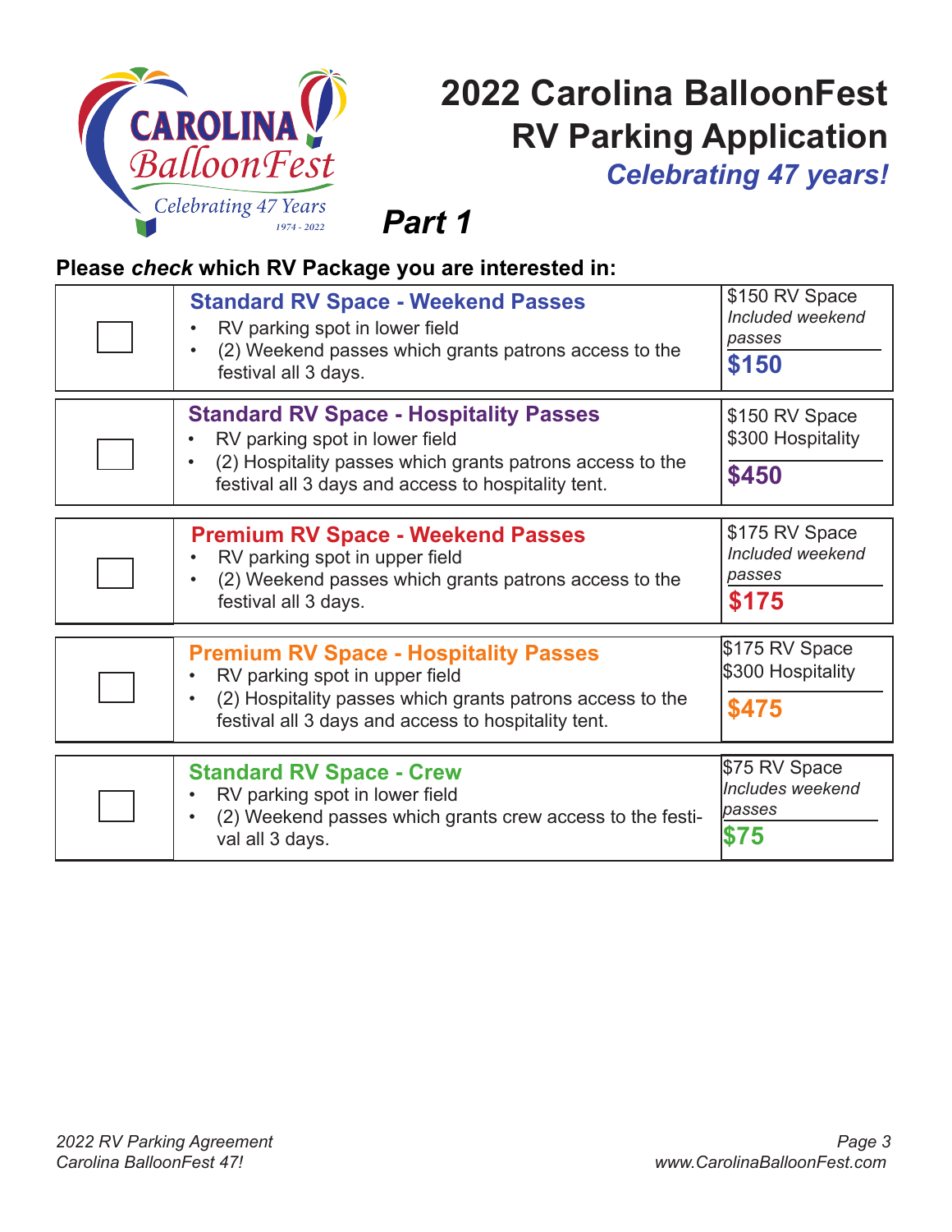# 2022 Carolina BalloonFest RV Parking Application

*Celebrating 47 years!*

## *Part 1*

**Please *check* which RV Package you are interested in:**

| | Package | Price |
|---|---|---|
| ☐ | **Standard RV Space - Weekend Passes**<br>• RV parking spot in lower field<br>• (2) Weekend passes which grants patrons access to the festival all 3 days. | $150 RV Space<br>*Included weekend passes*<br>**$150** |
| ☐ | **Standard RV Space - Hospitality Passes**<br>• RV parking spot in lower field<br>• (2) Hospitality passes which grants patrons access to the festival all 3 days and access to hospitality tent. | $150 RV Space<br>$300 Hospitality<br>**$450** |
| ☐ | **Premium RV Space - Weekend Passes**<br>• RV parking spot in upper field<br>• (2) Weekend passes which grants patrons access to the festival all 3 days. | $175 RV Space<br>*Included weekend passes*<br>**$175** |
| ☐ | **Premium RV Space - Hospitality Passes**<br>• RV parking spot in upper field<br>• (2) Hospitality passes which grants patrons access to the festival all 3 days and access to hospitality tent. | $175 RV Space<br>$300 Hospitality<br>**$475** |
| ☐ | **Standard RV Space - Crew**<br>• RV parking spot in lower field<br>• (2) Weekend passes which grants crew access to the festival all 3 days. | $75 RV Space<br>*Includes weekend passes*<br>**$75** |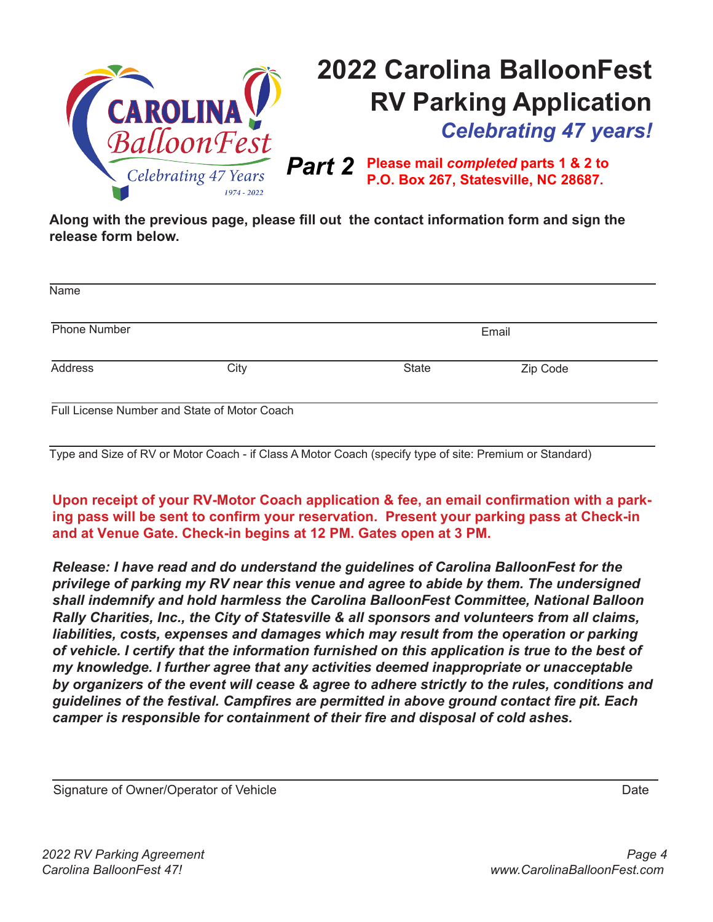# 2022 Carolina BalloonFest RV Parking Application

## *Celebrating 47 years!*

***Part 2*** **Please mail *completed* parts 1 & 2 to P.O. Box 267, Statesville, NC 28687.**

**Along with the previous page, please fill out the contact information form and sign the release form below.**

Name

Phone Number Email

Address City State Zip Code

Full License Number and State of Motor Coach

Type and Size of RV or Motor Coach - if Class A Motor Coach (specify type of site: Premium or Standard)

**Upon receipt of your RV-Motor Coach application & fee, an email confirmation with a parking pass will be sent to confirm your reservation. Present your parking pass at Check-in and at Venue Gate. Check-in begins at 12 PM. Gates open at 3 PM.**

***Release: I have read and do understand the guidelines of Carolina BalloonFest for the privilege of parking my RV near this venue and agree to abide by them. The undersigned shall indemnify and hold harmless the Carolina BalloonFest Committee, National Balloon Rally Charities, Inc., the City of Statesville & all sponsors and volunteers from all claims, liabilities, costs, expenses and damages which may result from the operation or parking of vehicle. I certify that the information furnished on this application is true to the best of my knowledge. I further agree that any activities deemed inappropriate or unacceptable by organizers of the event will cease & agree to adhere strictly to the rules, conditions and guidelines of the festival. Campfires are permitted in above ground contact fire pit. Each camper is responsible for containment of their fire and disposal of cold ashes.***

Signature of Owner/Operator of Vehicle Date